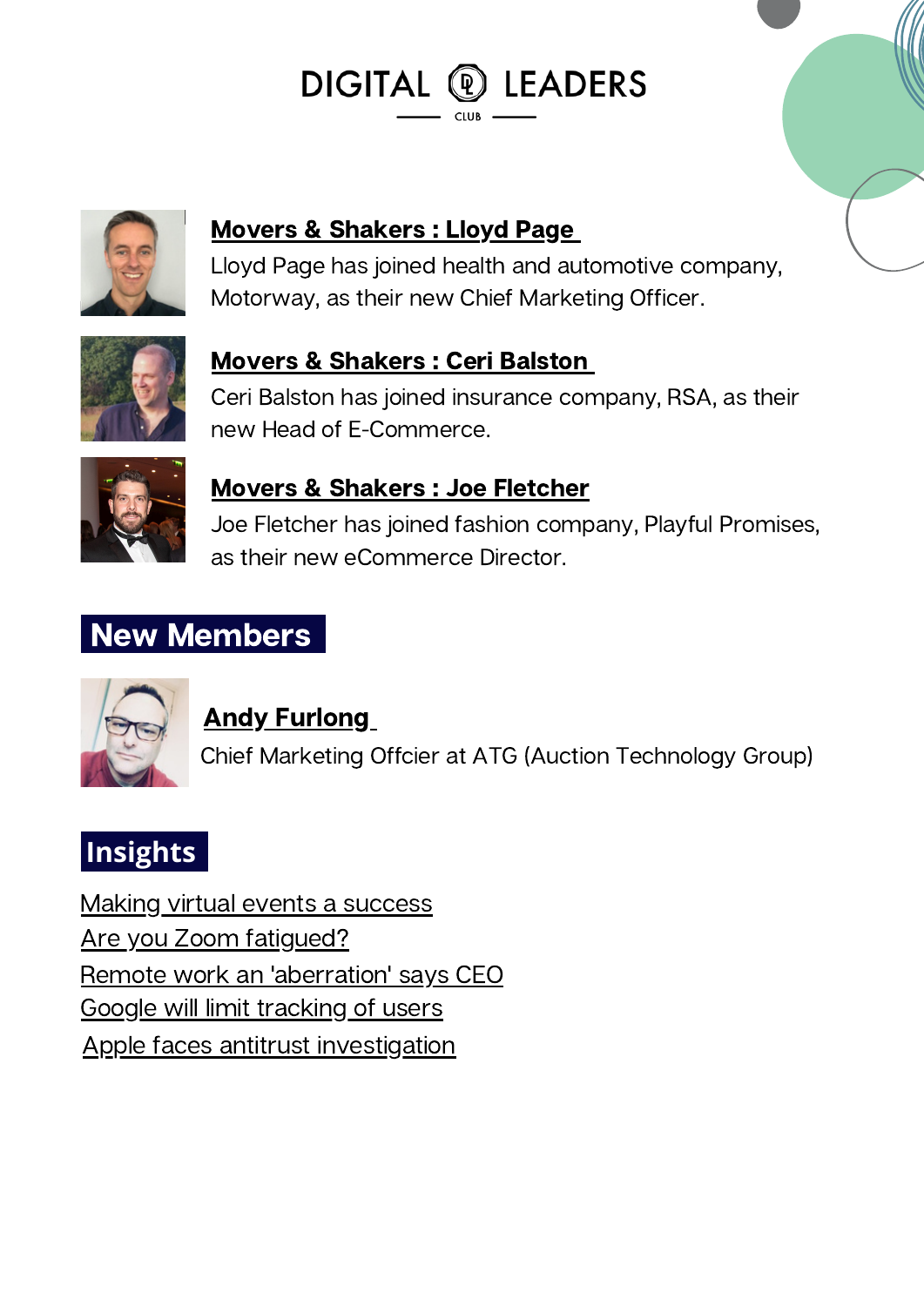# DIGITAL LEADERS CLUB

### Movers & Shakers : Lloyd Page

Lloyd Page has joined health and automotive company, Motorway, as their new Chief Marketing Officer.

### Movers & Shakers : Ceri Balston

Ceri Balston has joined insurance company, RSA, as their new Head of E-Commerce.

### Movers & Shakers : Joe Fletcher

Joe Fletcher has joined fashion company, Playful Promises, as their new eCommerce Director.

## New Members

### Andy Furlong

Chief Marketing Offcier at ATG (Auction Technology Group)

## Insights

Making virtual events a success
Are you Zoom fatigued?
Remote work an 'aberration' says CEO
Google will limit tracking of users
Apple faces antitrust investigation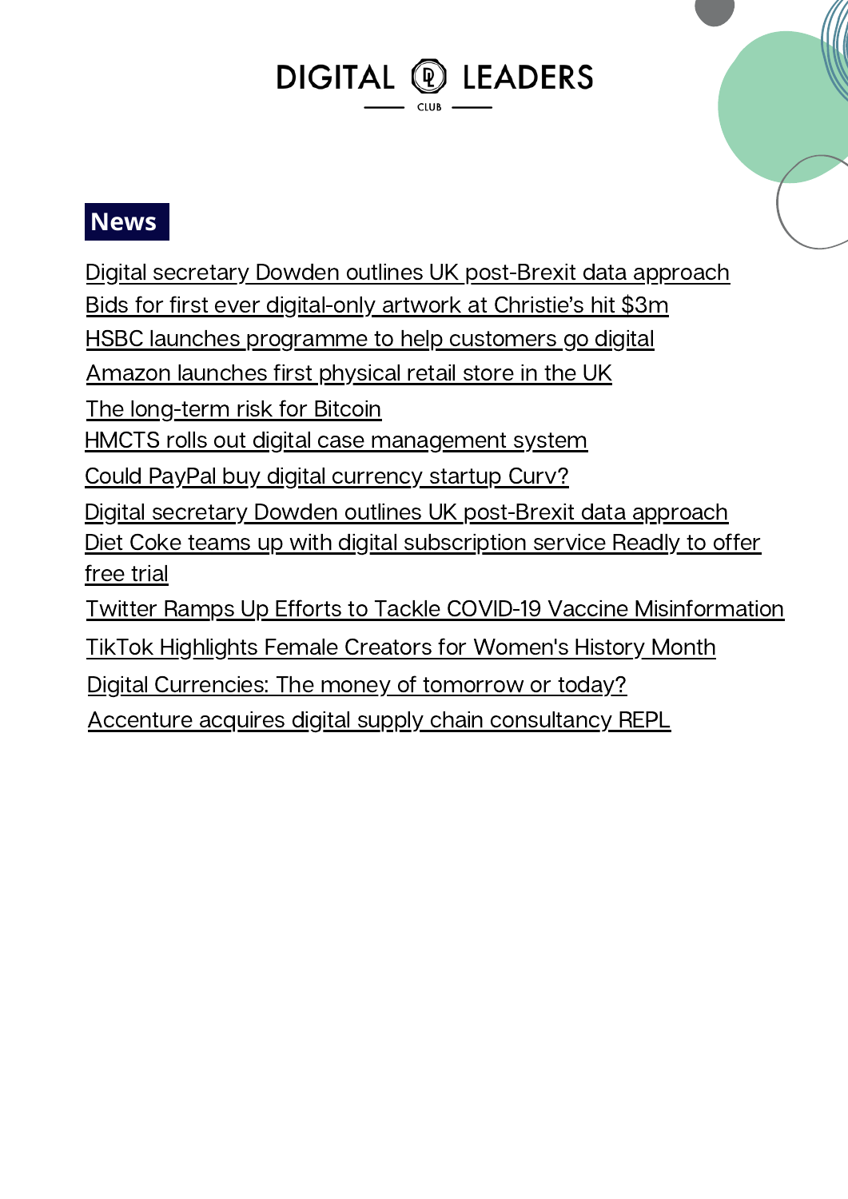# DIGITAL LEADERS CLUB

## News

Digital secretary Dowden outlines UK post-Brexit data approach
Bids for first ever digital-only artwork at Christie's hit $3m
HSBC launches programme to help customers go digital
Amazon launches first physical retail store in the UK
The long-term risk for Bitcoin
HMCTS rolls out digital case management system
Could PayPal buy digital currency startup Curv?
Digital secretary Dowden outlines UK post-Brexit data approach
Diet Coke teams up with digital subscription service Readly to offer free trial
Twitter Ramps Up Efforts to Tackle COVID-19 Vaccine Misinformation
TikTok Highlights Female Creators for Women's History Month
Digital Currencies: The money of tomorrow or today?
Accenture acquires digital supply chain consultancy REPL